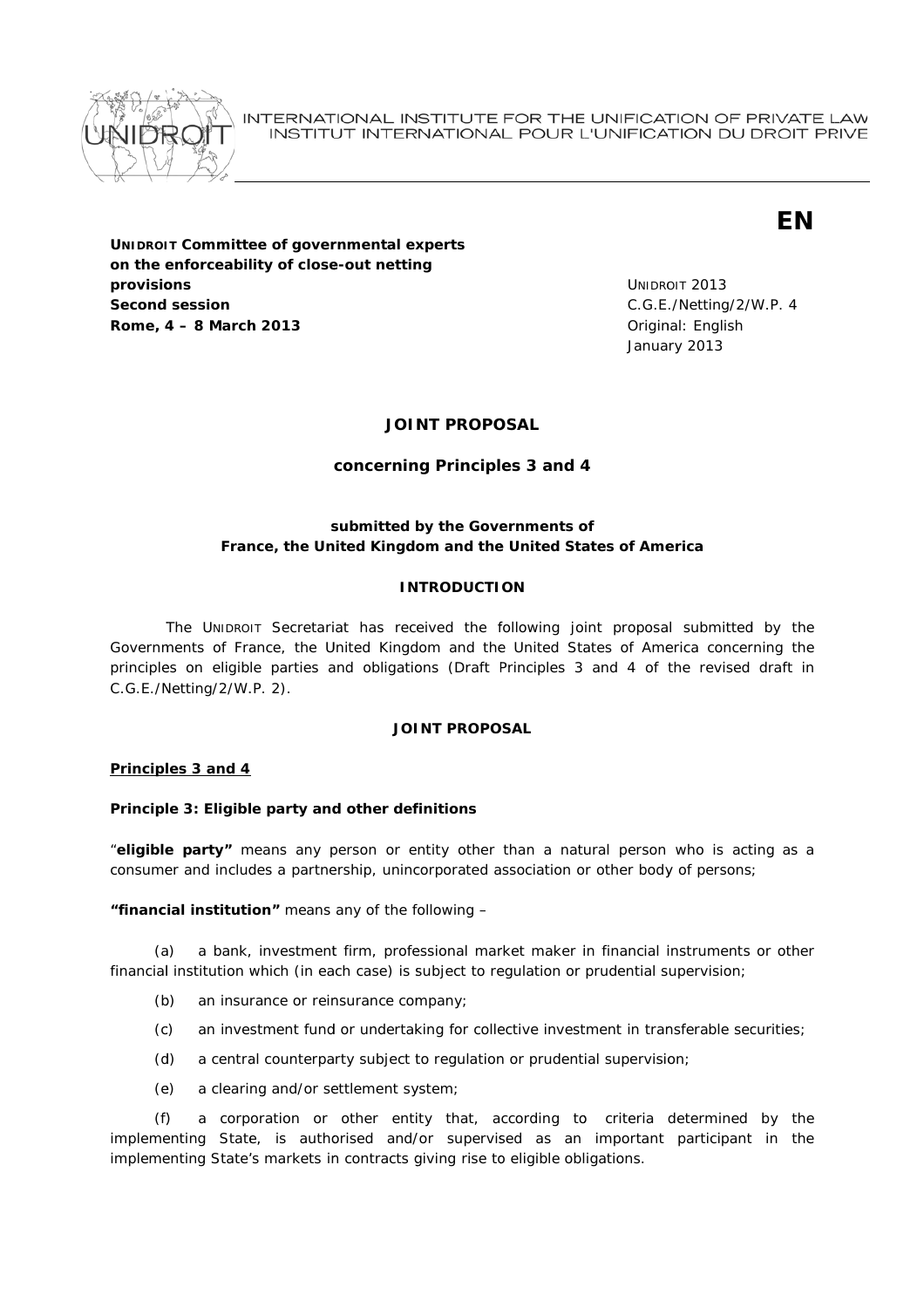INTERNATIONAL INSTITUTE FOR THE UNIFICATION OF PRIVATE LAW
INSTITUT INTERNATIONAL POUR L'UNIFICATION DU DROIT PRIVE

**EN**

**UNIDROIT Committee of governmental experts on the enforceability of close-out netting provisions**
**Second session**
**Rome, 4 – 8 March 2013**

UNIDROIT 2013
C.G.E./Netting/2/W.P. 4
Original: English
January 2013

## JOINT PROPOSAL

### concerning Principles 3 and 4

**submitted by the Governments of**
**France, the United Kingdom and the United States of America**

#### INTRODUCTION

The UNIDROIT Secretariat has received the following joint proposal submitted by the Governments of France, the United Kingdom and the United States of America concerning the principles on eligible parties and obligations (Draft Principles 3 and 4 of the revised draft in C.G.E./Netting/2/W.P. 2).

#### JOINT PROPOSAL

**Principles 3 and 4**

**Principle 3: Eligible party and other definitions**

"**eligible party"** means any person or entity other than a natural person who is acting as a consumer and includes a partnership, unincorporated association or other body of persons;

**"financial institution"** means any of the following –

(a) a bank, investment firm, professional market maker in financial instruments or other financial institution which (in each case) is subject to regulation or prudential supervision;

(b) an insurance or reinsurance company;

(c) an investment fund or undertaking for collective investment in transferable securities;

(d) a central counterparty subject to regulation or prudential supervision;

(e) a clearing and/or settlement system;

(f) a corporation or other entity that, according to criteria determined by the implementing State, is authorised and/or supervised as an important participant in the implementing State's markets in contracts giving rise to eligible obligations.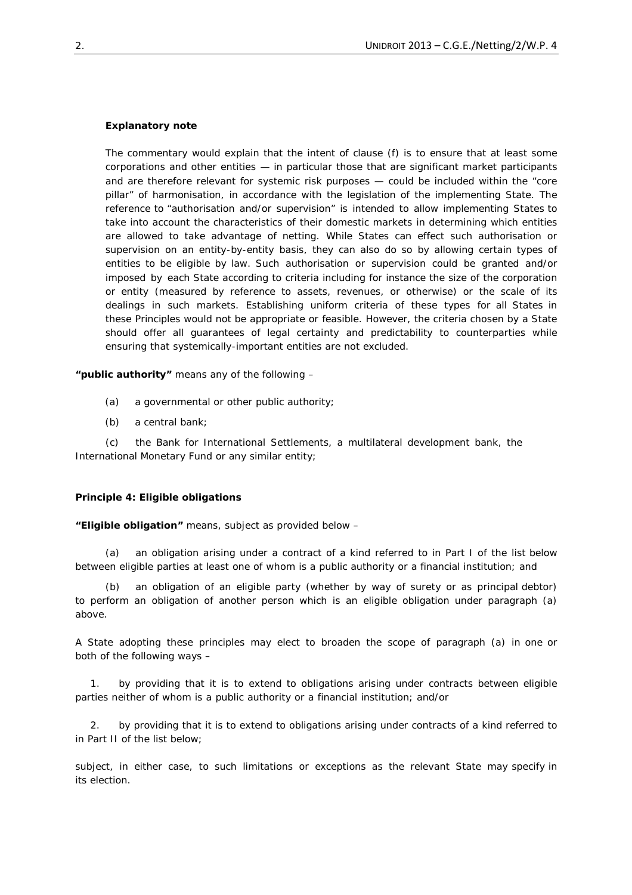**Explanatory note**

The commentary would explain that the intent of clause (f) is to ensure that at least some corporations and other entities — in particular those that are significant market participants and are therefore relevant for systemic risk purposes — could be included within the "core pillar" of harmonisation, in accordance with the legislation of the implementing State. The reference to "authorisation and/or supervision" is intended to allow implementing States to take into account the characteristics of their domestic markets in determining which entities are allowed to take advantage of netting. While States can effect such authorisation or supervision on an entity-by-entity basis, they can also do so by allowing certain types of entities to be eligible by law. Such authorisation or supervision could be granted and/or imposed by each State according to criteria including for instance the size of the corporation or entity (measured by reference to assets, revenues, or otherwise) or the scale of its dealings in such markets. Establishing uniform criteria of these types for all States in these Principles would not be appropriate or feasible. However, the criteria chosen by a State should offer all guarantees of legal certainty and predictability to counterparties while ensuring that systemically-important entities are not excluded.

**"public authority"** means any of the following –

(a) a governmental or other public authority;

(b) a central bank;

(c) the Bank for International Settlements, a multilateral development bank, the International Monetary Fund or any similar entity;

**Principle 4: Eligible obligations**

**"Eligible obligation"** means, subject as provided below –

(a) an obligation arising under a contract of a kind referred to in Part I of the list below between eligible parties at least one of whom is a public authority or a financial institution; and

(b) an obligation of an eligible party (whether by way of surety or as principal debtor) to perform an obligation of another person which is an eligible obligation under paragraph (a) above.

A State adopting these principles may elect to broaden the scope of paragraph (a) in one or both of the following ways –

1. by providing that it is to extend to obligations arising under contracts between eligible parties neither of whom is a public authority or a financial institution; and/or

2. by providing that it is to extend to obligations arising under contracts of a kind referred to in Part II of the list below;

subject, in either case, to such limitations or exceptions as the relevant State may specify in its election.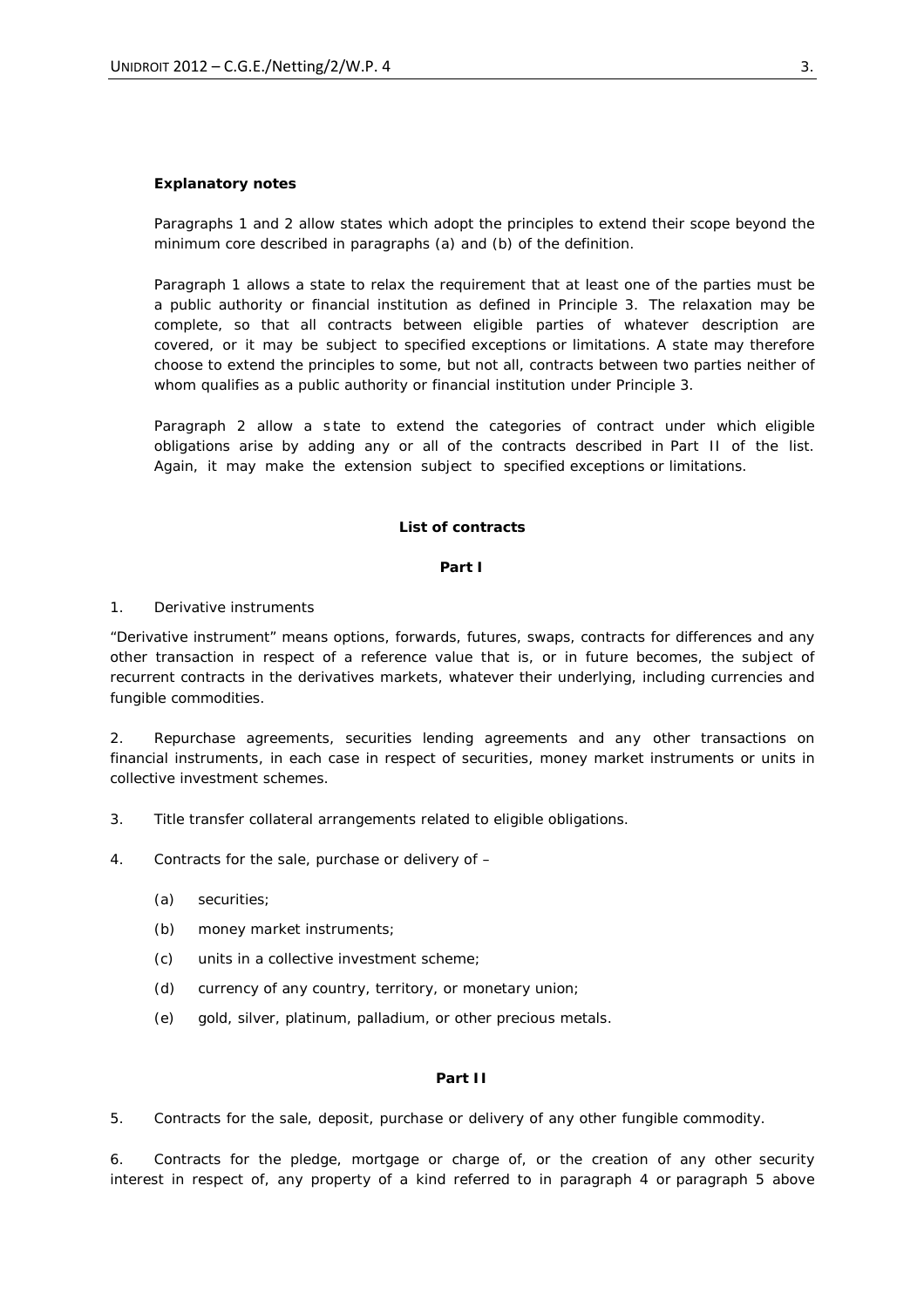**Explanatory notes**

Paragraphs 1 and 2 allow states which adopt the principles to extend their scope beyond the minimum core described in paragraphs (a) and (b) of the definition.

Paragraph 1 allows a state to relax the requirement that at least one of the parties must be a public authority or financial institution as defined in Principle 3. The relaxation may be complete, so that all contracts between eligible parties of whatever description are covered, or it may be subject to specified exceptions or limitations. A state may therefore choose to extend the principles to some, but not all, contracts between two parties neither of whom qualifies as a public authority or financial institution under Principle 3.

Paragraph 2 allow a state to extend the categories of contract under which eligible obligations arise by adding any or all of the contracts described in Part II of the list. Again, it may make the extension subject to specified exceptions or limitations.

**List of contracts**

**Part I**

1. Derivative instruments

"Derivative instrument" means options, forwards, futures, swaps, contracts for differences and any other transaction in respect of a reference value that is, or in future becomes, the subject of recurrent contracts in the derivatives markets, whatever their underlying, including currencies and fungible commodities.

2. Repurchase agreements, securities lending agreements and any other transactions on financial instruments, in each case in respect of securities, money market instruments or units in collective investment schemes.

3. Title transfer collateral arrangements related to eligible obligations.

4. Contracts for the sale, purchase or delivery of –

   (a) securities;

   (b) money market instruments;

   (c) units in a collective investment scheme;

   (d) currency of any country, territory, or monetary union;

   (e) gold, silver, platinum, palladium, or other precious metals.

**Part II**

5. Contracts for the sale, deposit, purchase or delivery of any other fungible commodity.

6. Contracts for the pledge, mortgage or charge of, or the creation of any other security interest in respect of, any property of a kind referred to in paragraph 4 or paragraph 5 above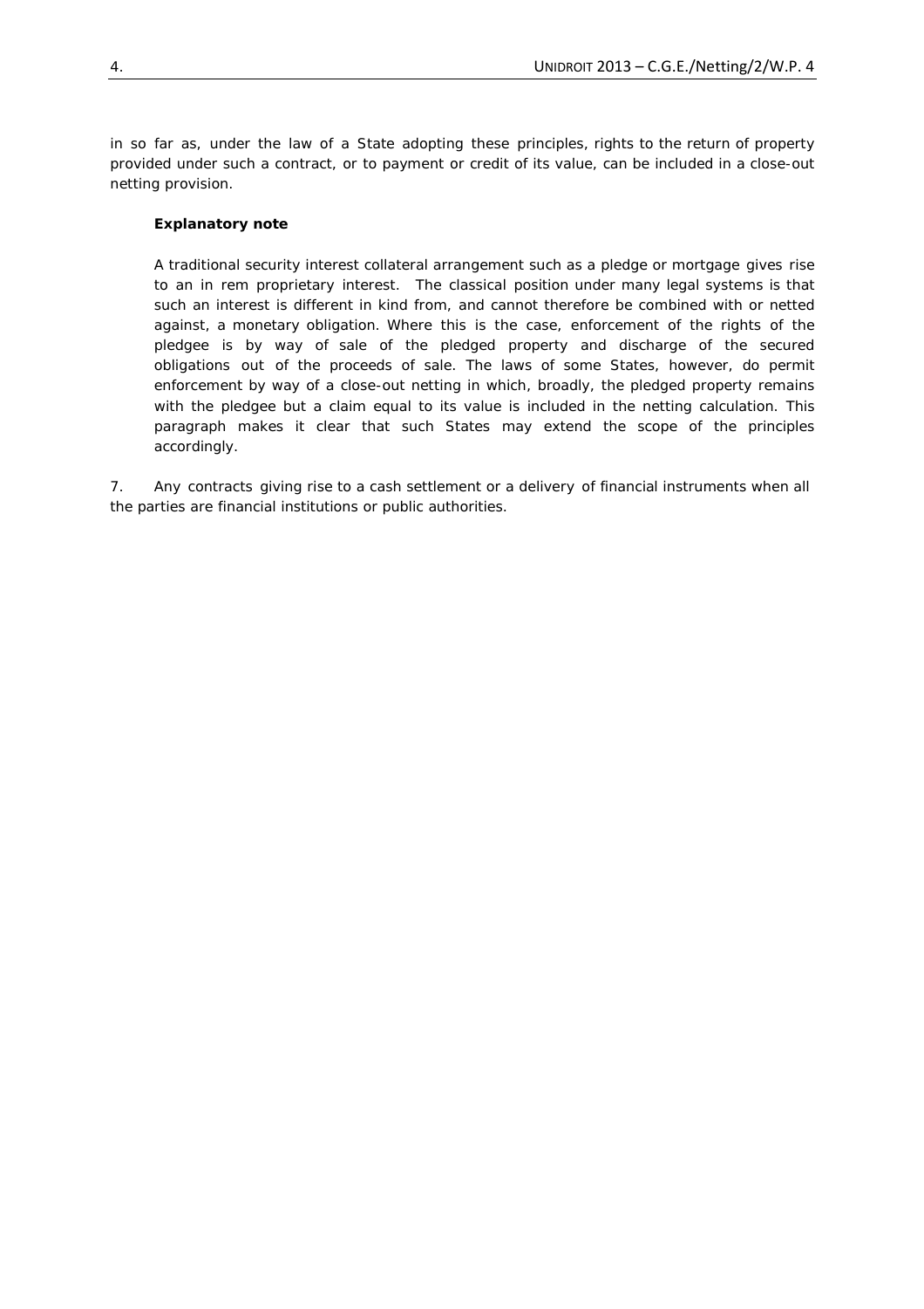in so far as, under the law of a State adopting these principles, rights to the return of property provided under such a contract, or to payment or credit of its value, can be included in a close-out netting provision.

> **Explanatory note**
>
> A traditional security interest collateral arrangement such as a pledge or mortgage gives rise to an in rem proprietary interest. The classical position under many legal systems is that such an interest is different in kind from, and cannot therefore be combined with or netted against, a monetary obligation. Where this is the case, enforcement of the rights of the pledgee is by way of sale of the pledged property and discharge of the secured obligations out of the proceeds of sale. The laws of some States, however, do permit enforcement by way of a close-out netting in which, broadly, the pledged property remains with the pledgee but a claim equal to its value is included in the netting calculation. This paragraph makes it clear that such States may extend the scope of the principles accordingly.

7. Any contracts giving rise to a cash settlement or a delivery of financial instruments when all the parties are financial institutions or public authorities.